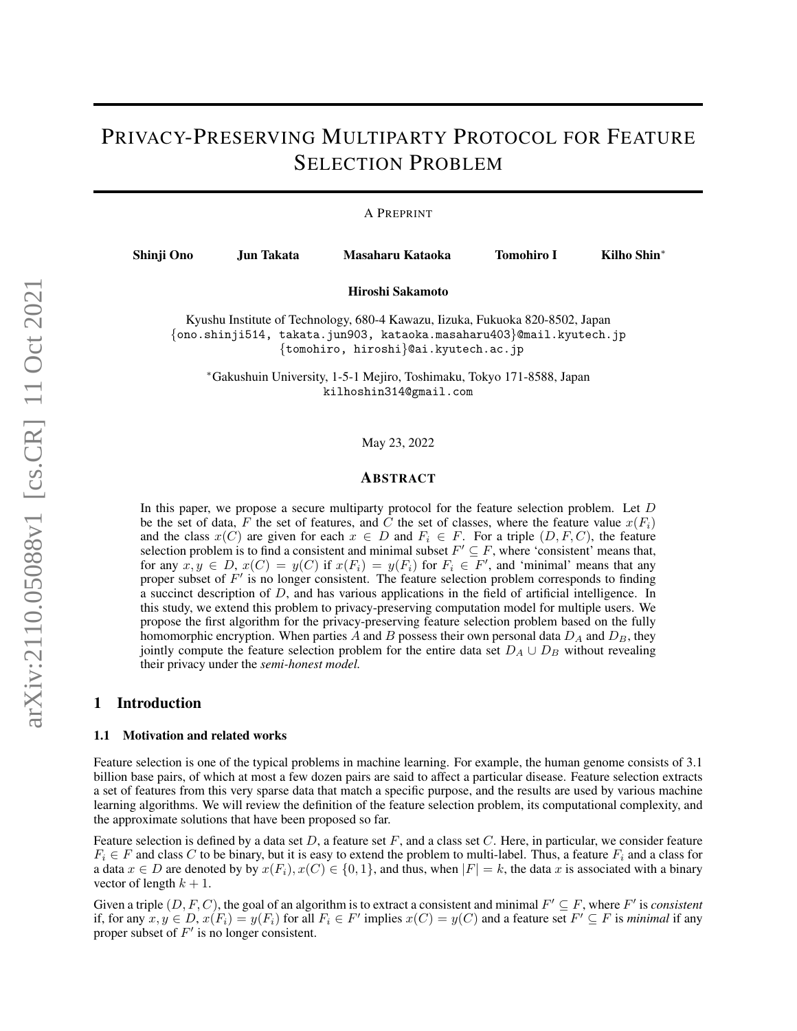# Privacy-Preserving Multiparty Protocol for Feature Selection Problem

A Preprint

**Shinji Ono** **Jun Takata** **Masaharu Kataoka** **Tomohiro I** **Kilho Shin***

**Hiroshi Sakamoto**

Kyushu Institute of Technology, 680-4 Kawazu, Iizuka, Fukuoka 820-8502, Japan
{ono.shinji514, takata.jun903, kataoka.masaharu403}@mail.kyutech.jp
{tomohiro, hiroshi}@ai.kyutech.ac.jp

*Gakushuin University, 1-5-1 Mejiro, Toshimaku, Tokyo 171-8588, Japan
kilhoshin314@gmail.com

May 23, 2022

## Abstract

In this paper, we propose a secure multiparty protocol for the feature selection problem. Let $D$ be the set of data, $F$ the set of features, and $C$ the set of classes, where the feature value $x(F_i)$ and the class $x(C)$ are given for each $x \in D$ and $F_i \in F$. For a triple $(D, F, C)$, the feature selection problem is to find a consistent and minimal subset $F' \subseteq F$, where 'consistent' means that, for any $x, y \in D$, $x(C) = y(C)$ if $x(F_i) = y(F_i)$ for $F_i \in F'$, and 'minimal' means that any proper subset of $F'$ is no longer consistent. The feature selection problem corresponds to finding a succinct description of $D$, and has various applications in the field of artificial intelligence. In this study, we extend this problem to privacy-preserving computation model for multiple users. We propose the first algorithm for the privacy-preserving feature selection problem based on the fully homomorphic encryption. When parties $A$ and $B$ possess their own personal data $D_A$ and $D_B$, they jointly compute the feature selection problem for the entire data set $D_A \cup D_B$ without revealing their privacy under the *semi-honest model.*

## 1 Introduction

### 1.1 Motivation and related works

Feature selection is one of the typical problems in machine learning. For example, the human genome consists of 3.1 billion base pairs, of which at most a few dozen pairs are said to affect a particular disease. Feature selection extracts a set of features from this very sparse data that match a specific purpose, and the results are used by various machine learning algorithms. We will review the definition of the feature selection problem, its computational complexity, and the approximate solutions that have been proposed so far.

Feature selection is defined by a data set $D$, a feature set $F$, and a class set $C$. Here, in particular, we consider feature $F_i \in F$ and class $C$ to be binary, but it is easy to extend the problem to multi-label. Thus, a feature $F_i$ and a class for a data $x \in D$ are denoted by by $x(F_i), x(C) \in \{0, 1\}$, and thus, when $|F| = k$, the data $x$ is associated with a binary vector of length $k + 1$.

Given a triple $(D, F, C)$, the goal of an algorithm is to extract a consistent and minimal $F' \subseteq F$, where $F'$ is *consistent* if, for any $x, y \in D$, $x(F_i) = y(F_i)$ for all $F_i \in F'$ implies $x(C) = y(C)$ and a feature set $F' \subseteq F$ is *minimal* if any proper subset of $F'$ is no longer consistent.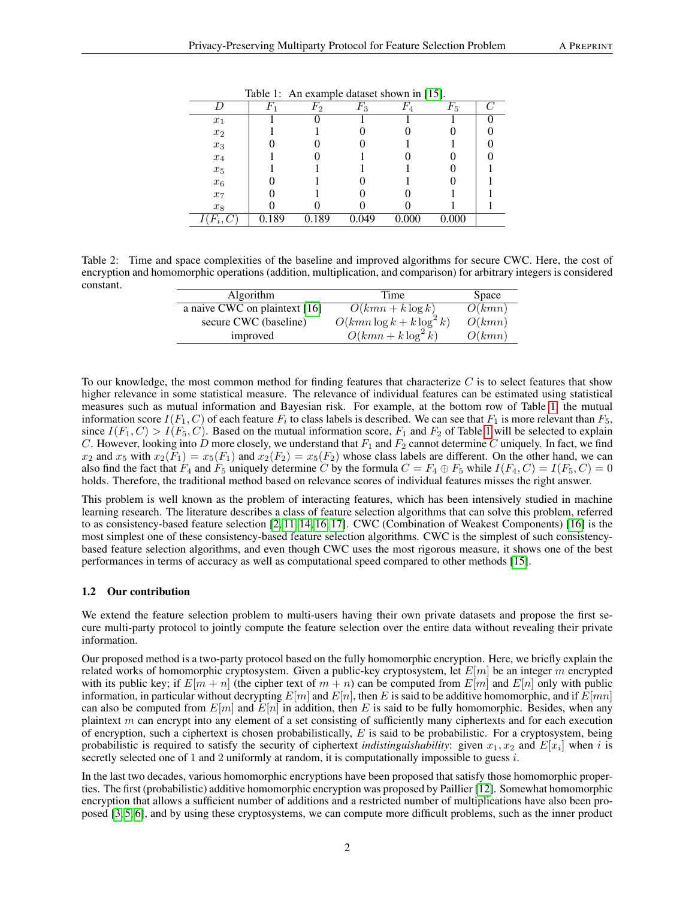Table 1: An example dataset shown in [15].

| $D$ | $F_1$ | $F_2$ | $F_3$ | $F_4$ | $F_5$ | $C$ |
|---|---|---|---|---|---|---|
| $x_1$ | 1 | 0 | 1 | 1 | 1 | 0 |
| $x_2$ | 1 | 1 | 0 | 0 | 0 | 0 |
| $x_3$ | 0 | 0 | 0 | 1 | 1 | 0 |
| $x_4$ | 1 | 0 | 1 | 0 | 0 | 0 |
| $x_5$ | 1 | 1 | 1 | 1 | 0 | 1 |
| $x_6$ | 0 | 1 | 0 | 1 | 0 | 1 |
| $x_7$ | 0 | 1 | 0 | 0 | 1 | 1 |
| $x_8$ | 0 | 0 | 0 | 0 | 1 | 1 |
| $I(F_i, C)$ | 0.189 | 0.189 | 0.049 | 0.000 | 0.000 | |

Table 2: Time and space complexities of the baseline and improved algorithms for secure CWC. Here, the cost of encryption and homomorphic operations (addition, multiplication, and comparison) for arbitrary integers is considered constant.

| Algorithm | Time | Space |
|---|---|---|
| a naive CWC on plaintext [16] | $O(kmn + k \log k)$ | $O(kmn)$ |
| secure CWC (baseline) | $O(kmn \log k + k \log^2 k)$ | $O(kmn)$ |
| improved | $O(kmn + k \log^2 k)$ | $O(kmn)$ |

To our knowledge, the most common method for finding features that characterize $C$ is to select features that show higher relevance in some statistical measure. The relevance of individual features can be estimated using statistical measures such as mutual information and Bayesian risk. For example, at the bottom row of Table 1, the mutual information score $I(F_1, C)$ of each feature $F_i$ to class labels is described. We can see that $F_1$ is more relevant than $F_5$, since $I(F_1, C) > I(F_5, C)$. Based on the mutual information score, $F_1$ and $F_2$ of Table 1 will be selected to explain $C$. However, looking into $D$ more closely, we understand that $F_1$ and $F_2$ cannot determine $C$ uniquely. In fact, we find $x_2$ and $x_5$ with $x_2(F_1) = x_5(F_1)$ and $x_2(F_2) = x_5(F_2)$ whose class labels are different. On the other hand, we can also find the fact that $F_4$ and $F_5$ uniquely determine $C$ by the formula $C = F_4 \oplus F_5$ while $I(F_4, C) = I(F_5, C) = 0$ holds. Therefore, the traditional method based on relevance scores of individual features misses the right answer.

This problem is well known as the problem of interacting features, which has been intensively studied in machine learning research. The literature describes a class of feature selection algorithms that can solve this problem, referred to as consistency-based feature selection [2, 11, 14, 16, 17]. CWC (Combination of Weakest Components) [16] is the most simplest one of these consistency-based feature selection algorithms. CWC is the simplest of such consistency-based feature selection algorithms, and even though CWC uses the most rigorous measure, it shows one of the best performances in terms of accuracy as well as computational speed compared to other methods [15].

### 1.2 Our contribution

We extend the feature selection problem to multi-users having their own private datasets and propose the first secure multi-party protocol to jointly compute the feature selection over the entire data without revealing their private information.

Our proposed method is a two-party protocol based on the fully homomorphic encryption. Here, we briefly explain the related works of homomorphic cryptosystem. Given a public-key cryptosystem, let $E[m]$ be an integer $m$ encrypted with its public key; if $E[m+n]$ (the cipher text of $m+n$) can be computed from $E[m]$ and $E[n]$ only with public information, in particular without decrypting $E[m]$ and $E[n]$, then $E$ is said to be additive homomorphic, and if $E[mn]$ can also be computed from $E[m]$ and $E[n]$ in addition, then $E$ is said to be fully homomorphic. Besides, when any plaintext $m$ can encrypt into any element of a set consisting of sufficiently many ciphertexts and for each execution of encryption, such a ciphertext is chosen probabilistically, $E$ is said to be probabilistic. For a cryptosystem, being probabilistic is required to satisfy the security of ciphertext *indistinguishability*: given $x_1, x_2$ and $E[x_i]$ when $i$ is secretly selected one of 1 and 2 uniformly at random, it is computationally impossible to guess $i$.

In the last two decades, various homomorphic encryptions have been proposed that satisfy those homomorphic properties. The first (probabilistic) additive homomorphic encryption was proposed by Paillier [12]. Somewhat homomorphic encryption that allows a sufficient number of additions and a restricted number of multiplications have also been proposed [3, 5, 6], and by using these cryptosystems, we can compute more difficult problems, such as the inner product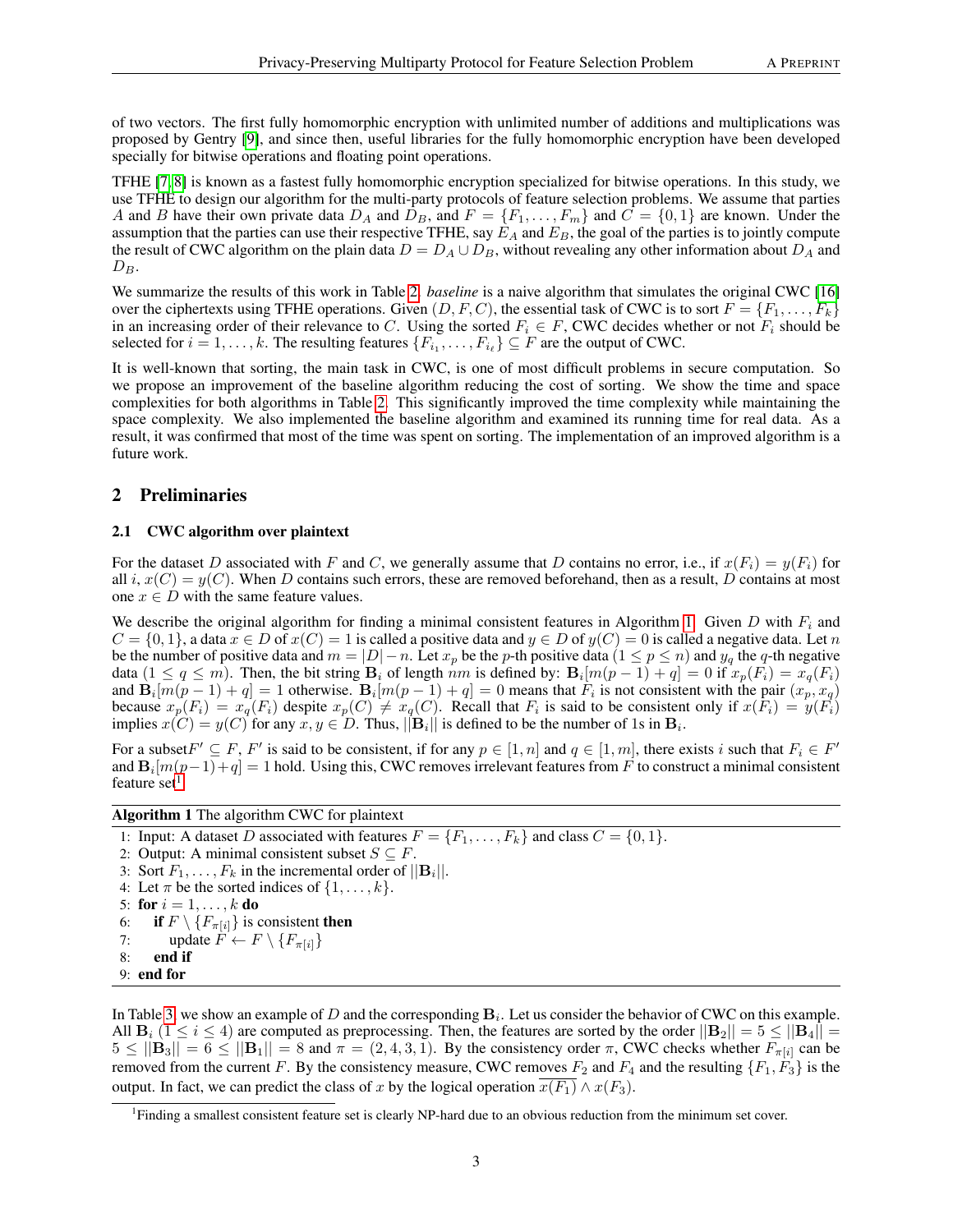of two vectors. The first fully homomorphic encryption with unlimited number of additions and multiplications was proposed by Gentry [9], and since then, useful libraries for the fully homomorphic encryption have been developed specially for bitwise operations and floating point operations.

TFHE [7, 8] is known as a fastest fully homomorphic encryption specialized for bitwise operations. In this study, we use TFHE to design our algorithm for the multi-party protocols of feature selection problems. We assume that parties $A$ and $B$ have their own private data $D_A$ and $D_B$, and $F = \{F_1, \ldots, F_m\}$ and $C = \{0, 1\}$ are known. Under the assumption that the parties can use their respective TFHE, say $E_A$ and $E_B$, the goal of the parties is to jointly compute the result of CWC algorithm on the plain data $D = D_A \cup D_B$, without revealing any other information about $D_A$ and $D_B$.

We summarize the results of this work in Table 2. *baseline* is a naive algorithm that simulates the original CWC [16] over the ciphertexts using TFHE operations. Given $(D, F, C)$, the essential task of CWC is to sort $F = \{F_1, \ldots, F_k\}$ in an increasing order of their relevance to $C$. Using the sorted $F_i \in F$, CWC decides whether or not $F_i$ should be selected for $i = 1, \ldots, k$. The resulting features $\{F_{i_1}, \ldots, F_{i_\ell}\} \subseteq F$ are the output of CWC.

It is well-known that sorting, the main task in CWC, is one of most difficult problems in secure computation. So we propose an improvement of the baseline algorithm reducing the cost of sorting. We show the time and space complexities for both algorithms in Table 2. This significantly improved the time complexity while maintaining the space complexity. We also implemented the baseline algorithm and examined its running time for real data. As a result, it was confirmed that most of the time was spent on sorting. The implementation of an improved algorithm is a future work.

## 2 Preliminaries

### 2.1 CWC algorithm over plaintext

For the dataset $D$ associated with $F$ and $C$, we generally assume that $D$ contains no error, i.e., if $x(F_i) = y(F_i)$ for all $i$, $x(C) = y(C)$. When $D$ contains such errors, these are removed beforehand, then as a result, $D$ contains at most one $x \in D$ with the same feature values.

We describe the original algorithm for finding a minimal consistent features in Algorithm 1. Given $D$ with $F_i$ and $C = \{0, 1\}$, a data $x \in D$ of $x(C) = 1$ is called a positive data and $y \in D$ of $y(C) = 0$ is called a negative data. Let $n$ be the number of positive data and $m = |D| - n$. Let $x_p$ be the $p$-th positive data ($1 \le p \le n$) and $y_q$ the $q$-th negative data ($1 \le q \le m$). Then, the bit string $\mathbf{B}_i$ of length $nm$ is defined by: $\mathbf{B}_i[m(p-1)+q] = 0$ if $x_p(F_i) = x_q(F_i)$ and $\mathbf{B}_i[m(p-1)+q] = 1$ otherwise. $\mathbf{B}_i[m(p-1)+q] = 0$ means that $F_i$ is not consistent with the pair $(x_p, x_q)$ because $x_p(F_i) = x_q(F_i)$ despite $x_p(C) \neq x_q(C)$. Recall that $F_i$ is said to be consistent only if $x(F_i) = y(F_i)$ implies $x(C) = y(C)$ for any $x, y \in D$. Thus, $||\mathbf{B}_i||$ is defined to be the number of 1s in $\mathbf{B}_i$.

For a subset$F' \subseteq F$, $F'$ is said to be consistent, if for any $p \in [1, n]$ and $q \in [1, m]$, there exists $i$ such that $F_i \in F'$ and $\mathbf{B}_i[m(p-1)+q] = 1$ hold. Using this, CWC removes irrelevant features from $F$ to construct a minimal consistent feature set[1].

**Algorithm 1** The algorithm CWC for plaintext

```
1: Input: A dataset D associated with features F = {F_1, ..., F_k} and class C = {0, 1}.
2: Output: A minimal consistent subset S ⊆ F.
3: Sort F_1, ..., F_k in the incremental order of ||B_i||.
4: Let π be the sorted indices of {1, ..., k}.
5: for i = 1, ..., k do
6:     if F \ {F_π[i]} is consistent then
7:         update F ← F \ {F_π[i]}
8:     end if
9: end for
```

In Table 3, we show an example of $D$ and the corresponding $\mathbf{B}_i$. Let us consider the behavior of CWC on this example. All $\mathbf{B}_i$ ($1 \le i \le 4$) are computed as preprocessing. Then, the features are sorted by the order $||\mathbf{B}_2|| = 5 \le ||\mathbf{B}_4|| = 5 \le ||\mathbf{B}_3|| = 6 \le ||\mathbf{B}_1|| = 8$ and $\pi = (2, 4, 3, 1)$. By the consistency order $\pi$, CWC checks whether $F_{\pi[i]}$ can be removed from the current $F$. By the consistency measure, CWC removes $F_2$ and $F_4$ and the resulting $\{F_1, F_3\}$ is the output. In fact, we can predict the class of $x$ by the logical operation $\overline{x(F_1)} \wedge x(F_3)$.

[1] Finding a smallest consistent feature set is clearly NP-hard due to an obvious reduction from the minimum set cover.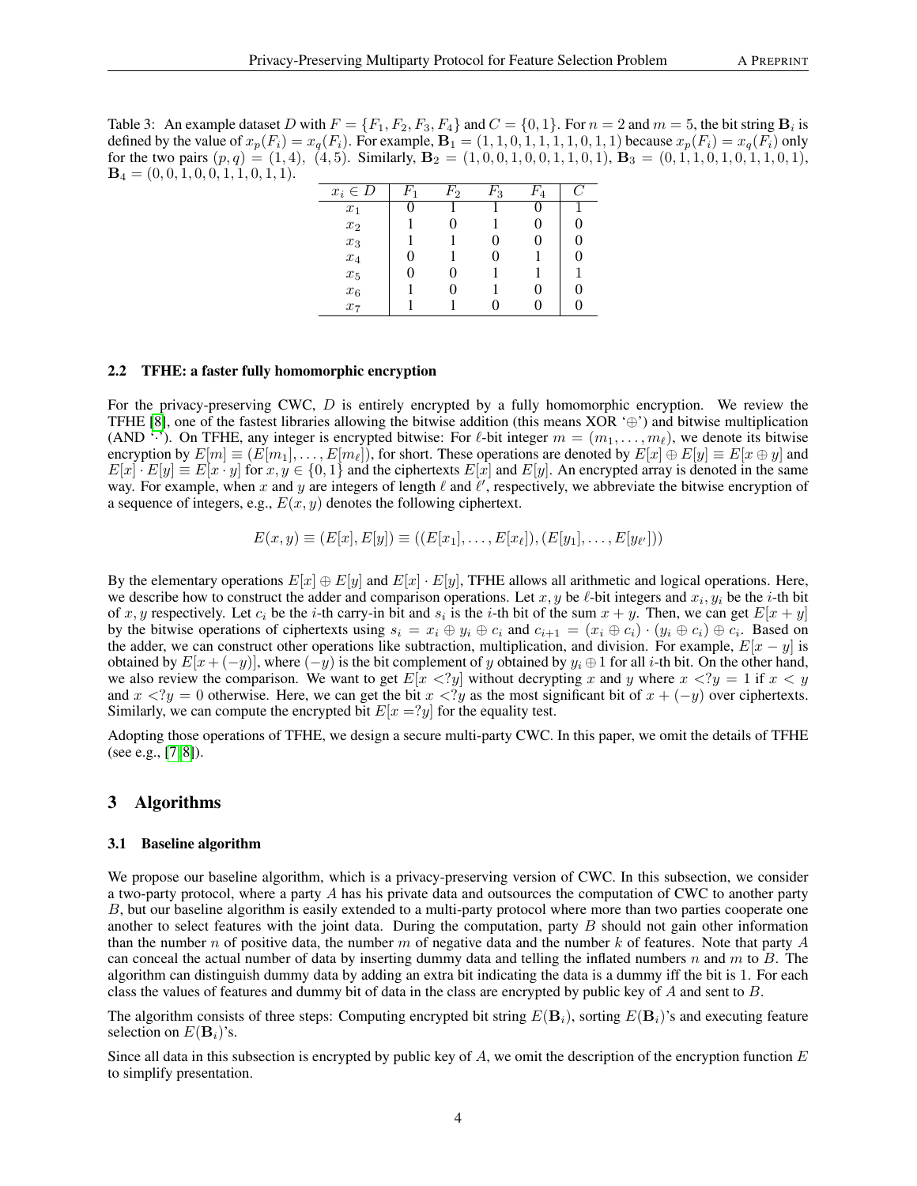Table 3: An example dataset $D$ with $F = \{F_1, F_2, F_3, F_4\}$ and $C = \{0, 1\}$. For $n = 2$ and $m = 5$, the bit string $\mathbf{B}_i$ is defined by the value of $x_p(F_i) = x_q(F_i)$. For example, $\mathbf{B}_1 = (1, 1, 0, 1, 1, 1, 1, 0, 1, 1)$ because $x_p(F_i) = x_q(F_i)$ only for the two pairs $(p, q) = (1, 4)$, $(4, 5)$. Similarly, $\mathbf{B}_2 = (1, 0, 0, 1, 0, 0, 1, 1, 0, 1)$, $\mathbf{B}_3 = (0, 1, 1, 0, 1, 0, 1, 1, 0, 1)$, $\mathbf{B}_4 = (0, 0, 1, 0, 0, 1, 1, 0, 1, 1)$.

| $x_i \in D$ | $F_1$ | $F_2$ | $F_3$ | $F_4$ | $C$ |
|---|---|---|---|---|---|
| $x_1$ | 0 | 1 | 1 | 0 | 1 |
| $x_2$ | 1 | 0 | 1 | 0 | 0 |
| $x_3$ | 1 | 1 | 0 | 0 | 0 |
| $x_4$ | 0 | 1 | 0 | 1 | 0 |
| $x_5$ | 0 | 0 | 1 | 1 | 1 |
| $x_6$ | 1 | 0 | 1 | 0 | 0 |
| $x_7$ | 1 | 1 | 0 | 0 | 0 |

### 2.2 TFHE: a faster fully homomorphic encryption

For the privacy-preserving CWC, $D$ is entirely encrypted by a fully homomorphic encryption. We review the TFHE [8], one of the fastest libraries allowing the bitwise addition (this means XOR '$\oplus$') and bitwise multiplication (AND '$\cdot$'). On TFHE, any integer is encrypted bitwise: For $\ell$-bit integer $m = (m_1, \ldots, m_\ell)$, we denote its bitwise encryption by $E[m] \equiv (E[m_1], \ldots, E[m_\ell])$, for short. These operations are denoted by $E[x] \oplus E[y] \equiv E[x \oplus y]$ and $E[x] \cdot E[y] \equiv E[x \cdot y]$ for $x, y \in \{0, 1\}$ and the ciphertexts $E[x]$ and $E[y]$. An encrypted array is denoted in the same way. For example, when $x$ and $y$ are integers of length $\ell$ and $\ell'$, respectively, we abbreviate the bitwise encryption of a sequence of integers, e.g., $E(x, y)$ denotes the following ciphertext.

$$E(x, y) \equiv (E[x], E[y]) \equiv ((E[x_1], \ldots, E[x_\ell]), (E[y_1], \ldots, E[y_{\ell'}]))$$

By the elementary operations $E[x] \oplus E[y]$ and $E[x] \cdot E[y]$, TFHE allows all arithmetic and logical operations. Here, we describe how to construct the adder and comparison operations. Let $x, y$ be $\ell$-bit integers and $x_i, y_i$ be the $i$-th bit of $x, y$ respectively. Let $c_i$ be the $i$-th carry-in bit and $s_i$ is the $i$-th bit of the sum $x + y$. Then, we can get $E[x + y]$ by the bitwise operations of ciphertexts using $s_i = x_i \oplus y_i \oplus c_i$ and $c_{i+1} = (x_i \oplus c_i) \cdot (y_i \oplus c_i) \oplus c_i$. Based on the adder, we can construct other operations like subtraction, multiplication, and division. For example, $E[x - y]$ is obtained by $E[x + (-y)]$, where $(-y)$ is the bit complement of $y$ obtained by $y_i \oplus 1$ for all $i$-th bit. On the other hand, we also review the comparison. We want to get $E[x <?y]$ without decrypting $x$ and $y$ where $x <?y = 1$ if $x < y$ and $x <?y = 0$ otherwise. Here, we can get the bit $x <?y$ as the most significant bit of $x + (-y)$ over ciphertexts. Similarly, we can compute the encrypted bit $E[x =?y]$ for the equality test.

Adopting those operations of TFHE, we design a secure multi-party CWC. In this paper, we omit the details of TFHE (see e.g., [7, 8]).

## 3 Algorithms

### 3.1 Baseline algorithm

We propose our baseline algorithm, which is a privacy-preserving version of CWC. In this subsection, we consider a two-party protocol, where a party $A$ has his private data and outsources the computation of CWC to another party $B$, but our baseline algorithm is easily extended to a multi-party protocol where more than two parties cooperate one another to select features with the joint data. During the computation, party $B$ should not gain other information than the number $n$ of positive data, the number $m$ of negative data and the number $k$ of features. Note that party $A$ can conceal the actual number of data by inserting dummy data and telling the inflated numbers $n$ and $m$ to $B$. The algorithm can distinguish dummy data by adding an extra bit indicating the data is a dummy iff the bit is 1. For each class the values of features and dummy bit of data in the class are encrypted by public key of $A$ and sent to $B$.

The algorithm consists of three steps: Computing encrypted bit string $E(\mathbf{B}_i)$, sorting $E(\mathbf{B}_i)$'s and executing feature selection on $E(\mathbf{B}_i)$'s.

Since all data in this subsection is encrypted by public key of $A$, we omit the description of the encryption function $E$ to simplify presentation.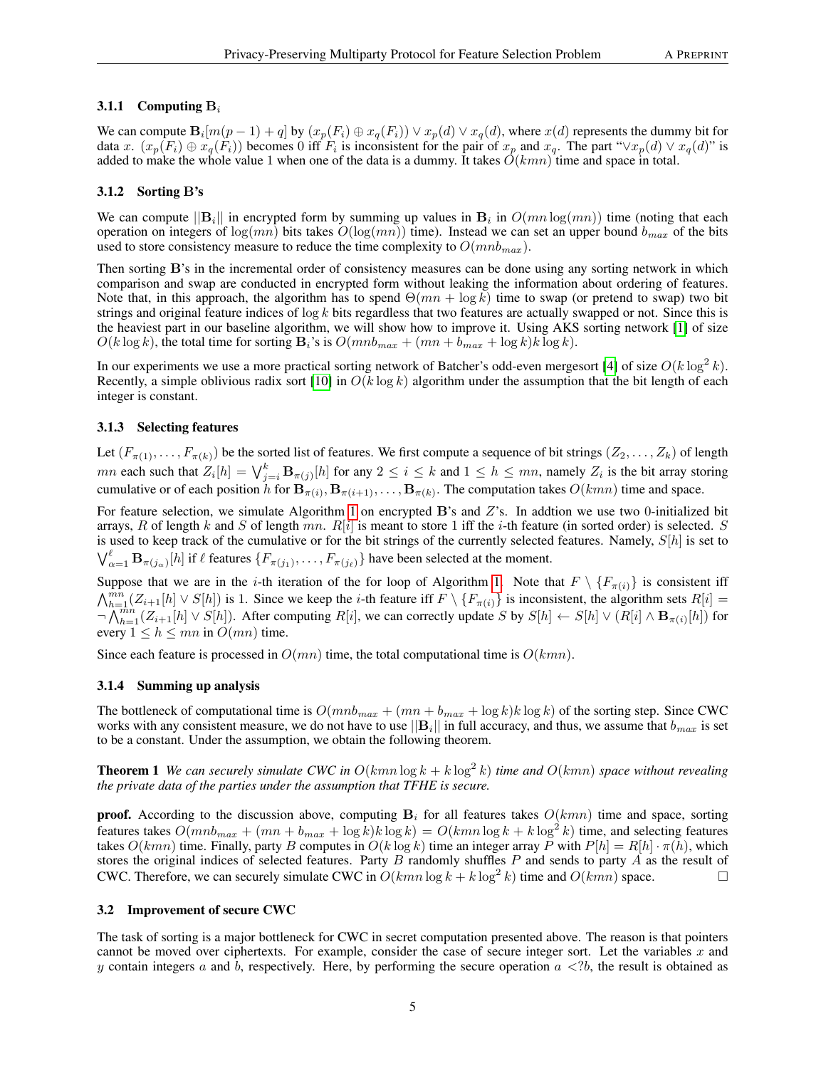### 3.1.1 Computing $\mathbf{B}_i$

We can compute $\mathbf{B}_i[m(p-1)+q]$ by $(x_p(F_i) \oplus x_q(F_i)) \vee x_p(d) \vee x_q(d)$, where $x(d)$ represents the dummy bit for data $x$. $(x_p(F_i) \oplus x_q(F_i))$ becomes 0 iff $F_i$ is inconsistent for the pair of $x_p$ and $x_q$. The part "$\vee x_p(d) \vee x_q(d)$" is added to make the whole value 1 when one of the data is a dummy. It takes $O(kmn)$ time and space in total.

### 3.1.2 Sorting B's

We can compute $||\mathbf{B}_i||$ in encrypted form by summing up values in $\mathbf{B}_i$ in $O(mn\log(mn))$ time (noting that each operation on integers of $\log(mn)$ bits takes $O(\log(mn))$ time). Instead we can set an upper bound $b_{max}$ of the bits used to store consistency measure to reduce the time complexity to $O(mnb_{max})$.

Then sorting $\mathbf{B}$'s in the incremental order of consistency measures can be done using any sorting network in which comparison and swap are conducted in encrypted form without leaking the information about ordering of features. Note that, in this approach, the algorithm has to spend $\Theta(mn + \log k)$ time to swap (or pretend to swap) two bit strings and original feature indices of $\log k$ bits regardless that two features are actually swapped or not. Since this is the heaviest part in our baseline algorithm, we will show how to improve it. Using AKS sorting network [1] of size $O(k\log k)$, the total time for sorting $\mathbf{B}_i$'s is $O(mnb_{max} + (mn + b_{max} + \log k)k\log k)$.

In our experiments we use a more practical sorting network of Batcher's odd-even mergesort [4] of size $O(k\log^2 k)$. Recently, a simple oblivious radix sort [10] in $O(k\log k)$ algorithm under the assumption that the bit length of each integer is constant.

### 3.1.3 Selecting features

Let $(F_{\pi(1)}, \ldots, F_{\pi(k)})$ be the sorted list of features. We first compute a sequence of bit strings $(Z_2, \ldots, Z_k)$ of length $mn$ each such that $Z_i[h] = \bigvee_{j=i}^{k} \mathbf{B}_{\pi(j)}[h]$ for any $2 \le i \le k$ and $1 \le h \le mn$, namely $Z_i$ is the bit array storing cumulative or of each position $h$ for $\mathbf{B}_{\pi(i)}, \mathbf{B}_{\pi(i+1)}, \ldots, \mathbf{B}_{\pi(k)}$. The computation takes $O(kmn)$ time and space.

For feature selection, we simulate Algorithm 1 on encrypted $\mathbf{B}$'s and $Z$'s. In addtion we use two 0-initialized bit arrays, $R$ of length $k$ and $S$ of length $mn$. $R[i]$ is meant to store 1 iff the $i$-th feature (in sorted order) is selected. $S$ is used to keep track of the cumulative or for the bit strings of the currently selected features. Namely, $S[h]$ is set to $\bigvee_{\alpha=1}^{\ell} \mathbf{B}_{\pi(j_\alpha)}[h]$ if $\ell$ features $\{F_{\pi(j_1)}, \ldots, F_{\pi(j_\ell)}\}$ have been selected at the moment.

Suppose that we are in the $i$-th iteration of the for loop of Algorithm 1. Note that $F \setminus \{F_{\pi(i)}\}$ is consistent iff $\bigwedge_{h=1}^{mn}(Z_{i+1}[h] \vee S[h])$ is 1. Since we keep the $i$-th feature iff $F \setminus \{F_{\pi(i)}\}$ is inconsistent, the algorithm sets $R[i] = \neg \bigwedge_{h=1}^{mn}(Z_{i+1}[h] \vee S[h])$. After computing $R[i]$, we can correctly update $S$ by $S[h] \leftarrow S[h] \vee (R[i] \wedge \mathbf{B}_{\pi(i)}[h])$ for every $1 \le h \le mn$ in $O(mn)$ time.

Since each feature is processed in $O(mn)$ time, the total computational time is $O(kmn)$.

### 3.1.4 Summing up analysis

The bottleneck of computational time is $O(mnb_{max} + (mn + b_{max} + \log k)k\log k)$ of the sorting step. Since CWC works with any consistent measure, we do not have to use $||\mathbf{B}_i||$ in full accuracy, and thus, we assume that $b_{max}$ is set to be a constant. Under the assumption, we obtain the following theorem.

**Theorem 1** *We can securely simulate CWC in $O(kmn\log k + k\log^2 k)$ time and $O(kmn)$ space without revealing the private data of the parties under the assumption that TFHE is secure.*

**proof.** According to the discussion above, computing $\mathbf{B}_i$ for all features takes $O(kmn)$ time and space, sorting features takes $O(mnb_{max} + (mn + b_{max} + \log k)k\log k) = O(kmn\log k + k\log^2 k)$ time, and selecting features takes $O(kmn)$ time. Finally, party $B$ computes in $O(k\log k)$ time an integer array $P$ with $P[h] = R[h] \cdot \pi(h)$, which stores the original indices of selected features. Party $B$ randomly shuffles $P$ and sends to party $A$ as the result of CWC. Therefore, we can securely simulate CWC in $O(kmn\log k + k\log^2 k)$ time and $O(kmn)$ space. □

## 3.2 Improvement of secure CWC

The task of sorting is a major bottleneck for CWC in secret computation presented above. The reason is that pointers cannot be moved over ciphertexts. For example, consider the case of secure integer sort. Let the variables $x$ and $y$ contain integers $a$ and $b$, respectively. Here, by performing the secure operation $a <?b$, the result is obtained as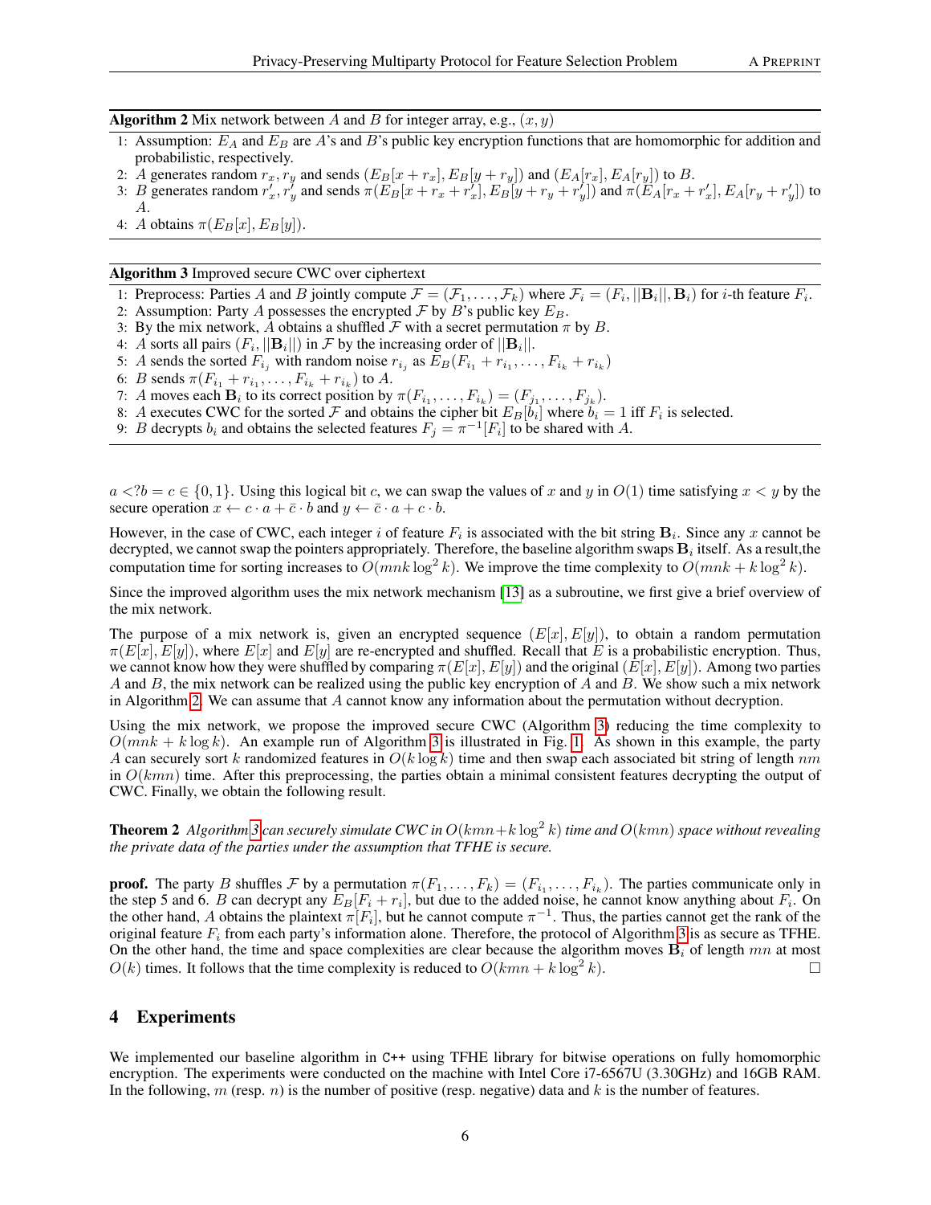**Algorithm 2** Mix network between $A$ and $B$ for integer array, e.g., $(x, y)$

1. Assumption: $E_A$ and $E_B$ are $A$'s and $B$'s public key encryption functions that are homomorphic for addition and probabilistic, respectively.
2. $A$ generates random $r_x, r_y$ and sends $(E_B[x + r_x], E_B[y + r_y])$ and $(E_A[r_x], E_A[r_y])$ to $B$.
3. $B$ generates random $r'_x, r'_y$ and sends $\pi(E_B[x + r_x + r'_x], E_B[y + r_y + r'_y])$ and $\pi(E_A[r_x + r'_x], E_A[r_y + r'_y])$ to $A$.
4. $A$ obtains $\pi(E_B[x], E_B[y])$.

**Algorithm 3** Improved secure CWC over ciphertext

1. Preprocess: Parties $A$ and $B$ jointly compute $\mathcal{F} = (\mathcal{F}_1, \ldots, \mathcal{F}_k)$ where $\mathcal{F}_i = (F_i, ||\mathbf{B}_i||, \mathbf{B}_i)$ for $i$-th feature $F_i$.
2. Assumption: Party $A$ possesses the encrypted $\mathcal{F}$ by $B$'s public key $E_B$.
3. By the mix network, $A$ obtains a shuffled $\mathcal{F}$ with a secret permutation $\pi$ by $B$.
4. $A$ sorts all pairs $(F_i, ||\mathbf{B}_i||)$ in $\mathcal{F}$ by the increasing order of $||\mathbf{B}_i||$.
5. $A$ sends the sorted $F_{i_j}$ with random noise $r_{i_j}$ as $E_B(F_{i_1} + r_{i_1}, \ldots, F_{i_k} + r_{i_k})$
6. $B$ sends $\pi(F_{i_1} + r_{i_1}, \ldots, F_{i_k} + r_{i_k})$ to $A$.
7. $A$ moves each $\mathbf{B}_i$ to its correct position by $\pi(F_{i_1}, \ldots, F_{i_k}) = (F_{j_1}, \ldots, F_{j_k})$.
8. $A$ executes CWC for the sorted $\mathcal{F}$ and obtains the cipher bit $E_B[b_i]$ where $b_i = 1$ iff $F_i$ is selected.
9. $B$ decrypts $b_i$ and obtains the selected features $F_j = \pi^{-1}[F_i]$ to be shared with $A$.

$a <?b = c \in \{0, 1\}$. Using this logical bit $c$, we can swap the values of $x$ and $y$ in $O(1)$ time satisfying $x < y$ by the secure operation $x \leftarrow c \cdot a + \bar{c} \cdot b$ and $y \leftarrow \bar{c} \cdot a + c \cdot b$.

However, in the case of CWC, each integer $i$ of feature $F_i$ is associated with the bit string $\mathbf{B}_i$. Since any $x$ cannot be decrypted, we cannot swap the pointers appropriately. Therefore, the baseline algorithm swaps $\mathbf{B}_i$ itself. As a result,the computation time for sorting increases to $O(mnk \log^2 k)$. We improve the time complexity to $O(mnk + k \log^2 k)$.

Since the improved algorithm uses the mix network mechanism [13] as a subroutine, we first give a brief overview of the mix network.

The purpose of a mix network is, given an encrypted sequence $(E[x], E[y])$, to obtain a random permutation $\pi(E[x], E[y])$, where $E[x]$ and $E[y]$ are re-encrypted and shuffled. Recall that $E$ is a probabilistic encryption. Thus, we cannot know how they were shuffled by comparing $\pi(E[x], E[y])$ and the original $(E[x], E[y])$. Among two parties $A$ and $B$, the mix network can be realized using the public key encryption of $A$ and $B$. We show such a mix network in Algorithm 2. We can assume that $A$ cannot know any information about the permutation without decryption.

Using the mix network, we propose the improved secure CWC (Algorithm 3) reducing the time complexity to $O(mnk + k \log k)$. An example run of Algorithm 3 is illustrated in Fig. 1. As shown in this example, the party $A$ can securely sort $k$ randomized features in $O(k \log k)$ time and then swap each associated bit string of length $nm$ in $O(kmn)$ time. After this preprocessing, the parties obtain a minimal consistent features decrypting the output of CWC. Finally, we obtain the following result.

**Theorem 2** *Algorithm 3 can securely simulate CWC in $O(kmn + k \log^2 k)$ time and $O(kmn)$ space without revealing the private data of the parties under the assumption that TFHE is secure.*

**proof.** The party $B$ shuffles $\mathcal{F}$ by a permutation $\pi(F_1, \ldots, F_k) = (F_{i_1}, \ldots, F_{i_k})$. The parties communicate only in the step 5 and 6. $B$ can decrypt any $E_B[F_i + r_i]$, but due to the added noise, he cannot know anything about $F_i$. On the other hand, $A$ obtains the plaintext $\pi[F_i]$, but he cannot compute $\pi^{-1}$. Thus, the parties cannot get the rank of the original feature $F_i$ from each party's information alone. Therefore, the protocol of Algorithm 3 is as secure as TFHE. On the other hand, the time and space complexities are clear because the algorithm moves $\mathbf{B}_i$ of length $mn$ at most $O(k)$ times. It follows that the time complexity is reduced to $O(kmn + k \log^2 k)$. □

## 4 Experiments

We implemented our baseline algorithm in C++ using TFHE library for bitwise operations on fully homomorphic encryption. The experiments were conducted on the machine with Intel Core i7-6567U (3.30GHz) and 16GB RAM. In the following, $m$ (resp. $n$) is the number of positive (resp. negative) data and $k$ is the number of features.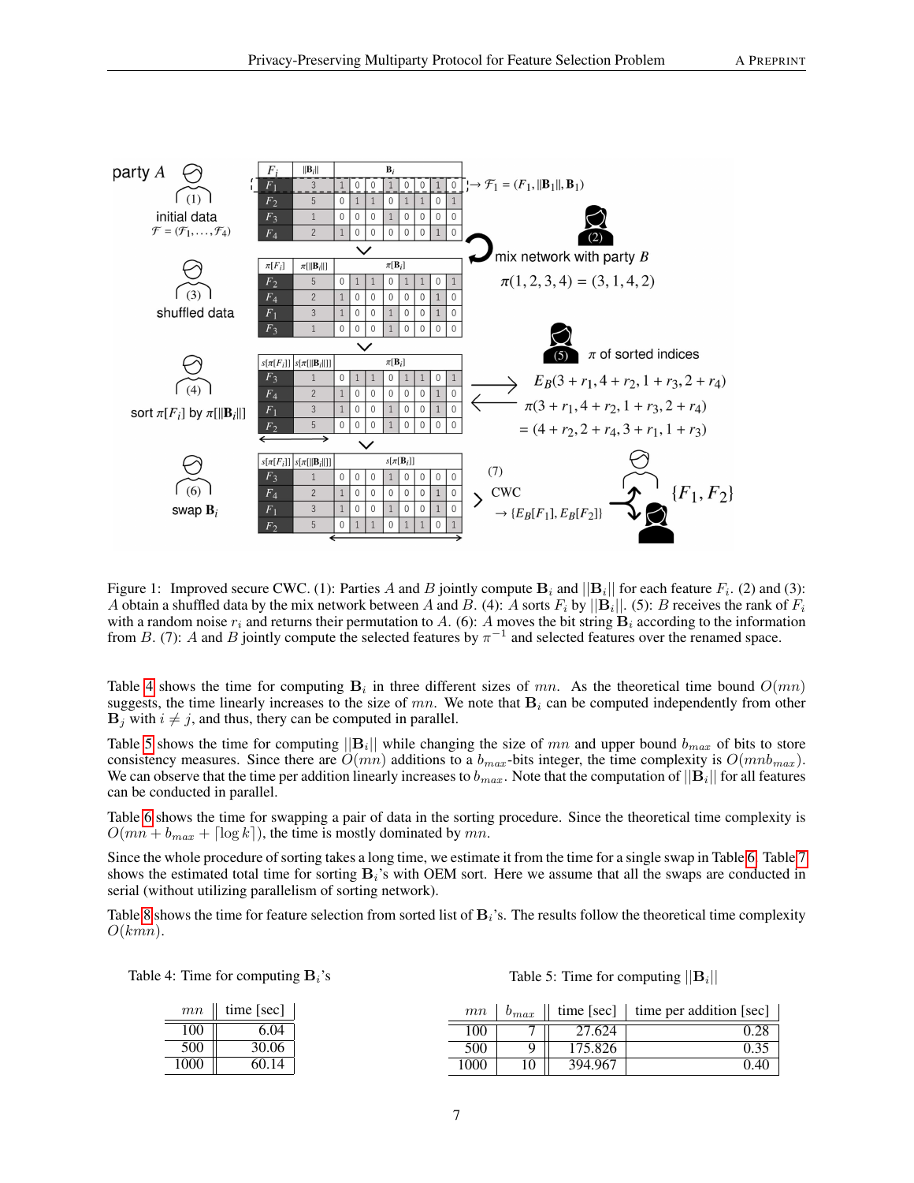Figure 1: Improved secure CWC. (1): Parties $A$ and $B$ jointly compute $\mathbf{B}_i$ and $||\mathbf{B}_i||$ for each feature $F_i$. (2) and (3): $A$ obtain a shuffled data by the mix network between $A$ and $B$. (4): $A$ sorts $F_i$ by $||\mathbf{B}_i||$. (5): $B$ receives the rank of $F_i$ with a random noise $r_i$ and returns their permutation to $A$. (6): $A$ moves the bit string $\mathbf{B}_i$ according to the information from $B$. (7): $A$ and $B$ jointly compute the selected features by $\pi^{-1}$ and selected features over the renamed space.

Table 4 shows the time for computing $\mathbf{B}_i$ in three different sizes of $mn$. As the theoretical time bound $O(mn)$ suggests, the time linearly increases to the size of $mn$. We note that $\mathbf{B}_i$ can be computed independently from other $\mathbf{B}_j$ with $i \neq j$, and thus, thery can be computed in parallel.

Table 5 shows the time for computing $||\mathbf{B}_i||$ while changing the size of $mn$ and upper bound $b_{max}$ of bits to store consistency measures. Since there are $O(mn)$ additions to a $b_{max}$-bits integer, the time complexity is $O(mnb_{max})$. We can observe that the time per addition linearly increases to $b_{max}$. Note that the computation of $||\mathbf{B}_i||$ for all features can be conducted in parallel.

Table 6 shows the time for swapping a pair of data in the sorting procedure. Since the theoretical time complexity is $O(mn + b_{max} + \lceil \log k \rceil)$, the time is mostly dominated by $mn$.

Since the whole procedure of sorting takes a long time, we estimate it from the time for a single swap in Table 6. Table 7 shows the estimated total time for sorting $\mathbf{B}_i$'s with OEM sort. Here we assume that all the swaps are conducted in serial (without utilizing parallelism of sorting network).

Table 8 shows the time for feature selection from sorted list of $\mathbf{B}_i$'s. The results follow the theoretical time complexity $O(kmn)$.

Table 4: Time for computing $\mathbf{B}_i$'s

| $mn$ | time [sec] |
|---|---|
| 100 | 6.04 |
| 500 | 30.06 |
| 1000 | 60.14 |

Table 5: Time for computing $||\mathbf{B}_i||$

| $mn$ | $b_{max}$ | time [sec] | time per addition [sec] |
|---|---|---|---|
| 100 | 7 | 27.624 | 0.28 |
| 500 | 9 | 175.826 | 0.35 |
| 1000 | 10 | 394.967 | 0.40 |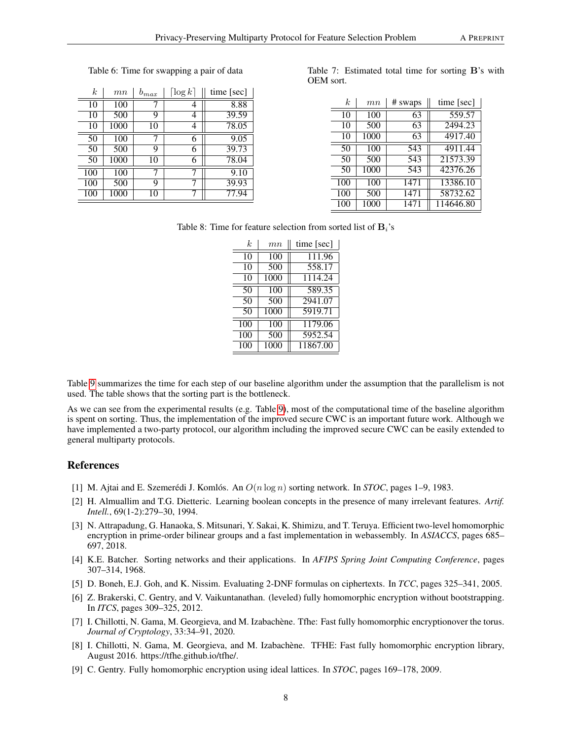Table 6: Time for swapping a pair of data

| $k$ | $mn$ | $b_{max}$ | $\lceil \log k \rceil$ | time [sec] |
|---|---|---|---|---|
| 10 | 100 | 7 | 4 | 8.88 |
| 10 | 500 | 9 | 4 | 39.59 |
| 10 | 1000 | 10 | 4 | 78.05 |
| 50 | 100 | 7 | 6 | 9.05 |
| 50 | 500 | 9 | 6 | 39.73 |
| 50 | 1000 | 10 | 6 | 78.04 |
| 100 | 100 | 7 | 7 | 9.10 |
| 100 | 500 | 9 | 7 | 39.93 |
| 100 | 1000 | 10 | 7 | 77.94 |

Table 7: Estimated total time for sorting $\mathbf{B}$'s with OEM sort.

| $k$ | $mn$ | # swaps | time [sec] |
|---|---|---|---|
| 10 | 100 | 63 | 559.57 |
| 10 | 500 | 63 | 2494.23 |
| 10 | 1000 | 63 | 4917.40 |
| 50 | 100 | 543 | 4911.44 |
| 50 | 500 | 543 | 21573.39 |
| 50 | 1000 | 543 | 42376.26 |
| 100 | 100 | 1471 | 13386.10 |
| 100 | 500 | 1471 | 58732.62 |
| 100 | 1000 | 1471 | 114646.80 |

Table 8: Time for feature selection from sorted list of $\mathbf{B}_i$'s

| $k$ | $mn$ | time [sec] |
|---|---|---|
| 10 | 100 | 111.96 |
| 10 | 500 | 558.17 |
| 10 | 1000 | 1114.24 |
| 50 | 100 | 589.35 |
| 50 | 500 | 2941.07 |
| 50 | 1000 | 5919.71 |
| 100 | 100 | 1179.06 |
| 100 | 500 | 5952.54 |
| 100 | 1000 | 11867.00 |

Table 9 summarizes the time for each step of our baseline algorithm under the assumption that the parallelism is not used. The table shows that the sorting part is the bottleneck.

As we can see from the experimental results (e.g. Table 9), most of the computational time of the baseline algorithm is spent on sorting. Thus, the implementation of the improved secure CWC is an important future work. Although we have implemented a two-party protocol, our algorithm including the improved secure CWC can be easily extended to general multiparty protocols.

## References

[1] M. Ajtai and E. Szemerédi J. Komlós. An $O(n \log n)$ sorting network. In *STOC*, pages 1–9, 1983.

[2] H. Almuallim and T.G. Dietteric. Learning boolean concepts in the presence of many irrelevant features. *Artif. Intell.*, 69(1-2):279–30, 1994.

[3] N. Attrapadung, G. Hanaoka, S. Mitsunari, Y. Sakai, K. Shimizu, and T. Teruya. Efficient two-level homomorphic encryption in prime-order bilinear groups and a fast implementation in webassembly. In *ASIACCS*, pages 685–697, 2018.

[4] K.E. Batcher. Sorting networks and their applications. In *AFIPS Spring Joint Computing Conference*, pages 307–314, 1968.

[5] D. Boneh, E.J. Goh, and K. Nissim. Evaluating 2-DNF formulas on ciphertexts. In *TCC*, pages 325–341, 2005.

[6] Z. Brakerski, C. Gentry, and V. Vaikuntanathan. (leveled) fully homomorphic encryption without bootstrapping. In *ITCS*, pages 309–325, 2012.

[7] I. Chillotti, N. Gama, M. Georgieva, and M. Izabachène. Tfhe: Fast fully homomorphic encryptionover the torus. *Journal of Cryptology*, 33:34–91, 2020.

[8] I. Chillotti, N. Gama, M. Georgieva, and M. Izabachène. TFHE: Fast fully homomorphic encryption library, August 2016. https://tfhe.github.io/tfhe/.

[9] C. Gentry. Fully homomorphic encryption using ideal lattices. In *STOC*, pages 169–178, 2009.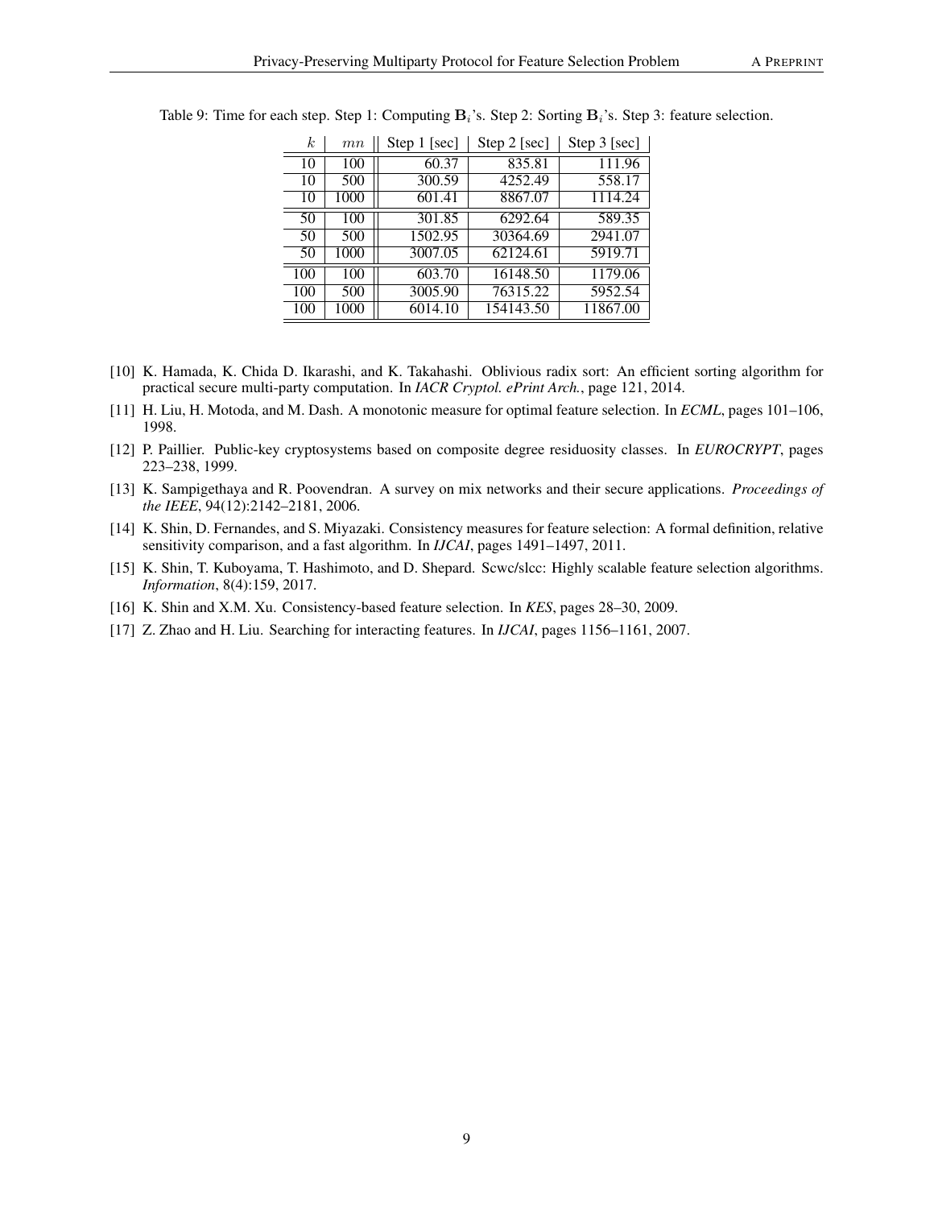Table 9: Time for each step. Step 1: Computing $\mathbf{B}_i$'s. Step 2: Sorting $\mathbf{B}_i$'s. Step 3: feature selection.

| $k$ | $mn$ | Step 1 [sec] | Step 2 [sec] | Step 3 [sec] |
|---|---|---|---|---|
| 10 | 100 | 60.37 | 835.81 | 111.96 |
| 10 | 500 | 300.59 | 4252.49 | 558.17 |
| 10 | 1000 | 601.41 | 8867.07 | 1114.24 |
| 50 | 100 | 301.85 | 6292.64 | 589.35 |
| 50 | 500 | 1502.95 | 30364.69 | 2941.07 |
| 50 | 1000 | 3007.05 | 62124.61 | 5919.71 |
| 100 | 100 | 603.70 | 16148.50 | 1179.06 |
| 100 | 500 | 3005.90 | 76315.22 | 5952.54 |
| 100 | 1000 | 6014.10 | 154143.50 | 11867.00 |

[10] K. Hamada, K. Chida D. Ikarashi, and K. Takahashi. Oblivious radix sort: An efficient sorting algorithm for practical secure multi-party computation. In *IACR Cryptol. ePrint Arch.*, page 121, 2014.

[11] H. Liu, H. Motoda, and M. Dash. A monotonic measure for optimal feature selection. In *ECML*, pages 101–106, 1998.

[12] P. Paillier. Public-key cryptosystems based on composite degree residuosity classes. In *EUROCRYPT*, pages 223–238, 1999.

[13] K. Sampigethaya and R. Poovendran. A survey on mix networks and their secure applications. *Proceedings of the IEEE*, 94(12):2142–2181, 2006.

[14] K. Shin, D. Fernandes, and S. Miyazaki. Consistency measures for feature selection: A formal definition, relative sensitivity comparison, and a fast algorithm. In *IJCAI*, pages 1491–1497, 2011.

[15] K. Shin, T. Kuboyama, T. Hashimoto, and D. Shepard. Scwc/slcc: Highly scalable feature selection algorithms. *Information*, 8(4):159, 2017.

[16] K. Shin and X.M. Xu. Consistency-based feature selection. In *KES*, pages 28–30, 2009.

[17] Z. Zhao and H. Liu. Searching for interacting features. In *IJCAI*, pages 1156–1161, 2007.